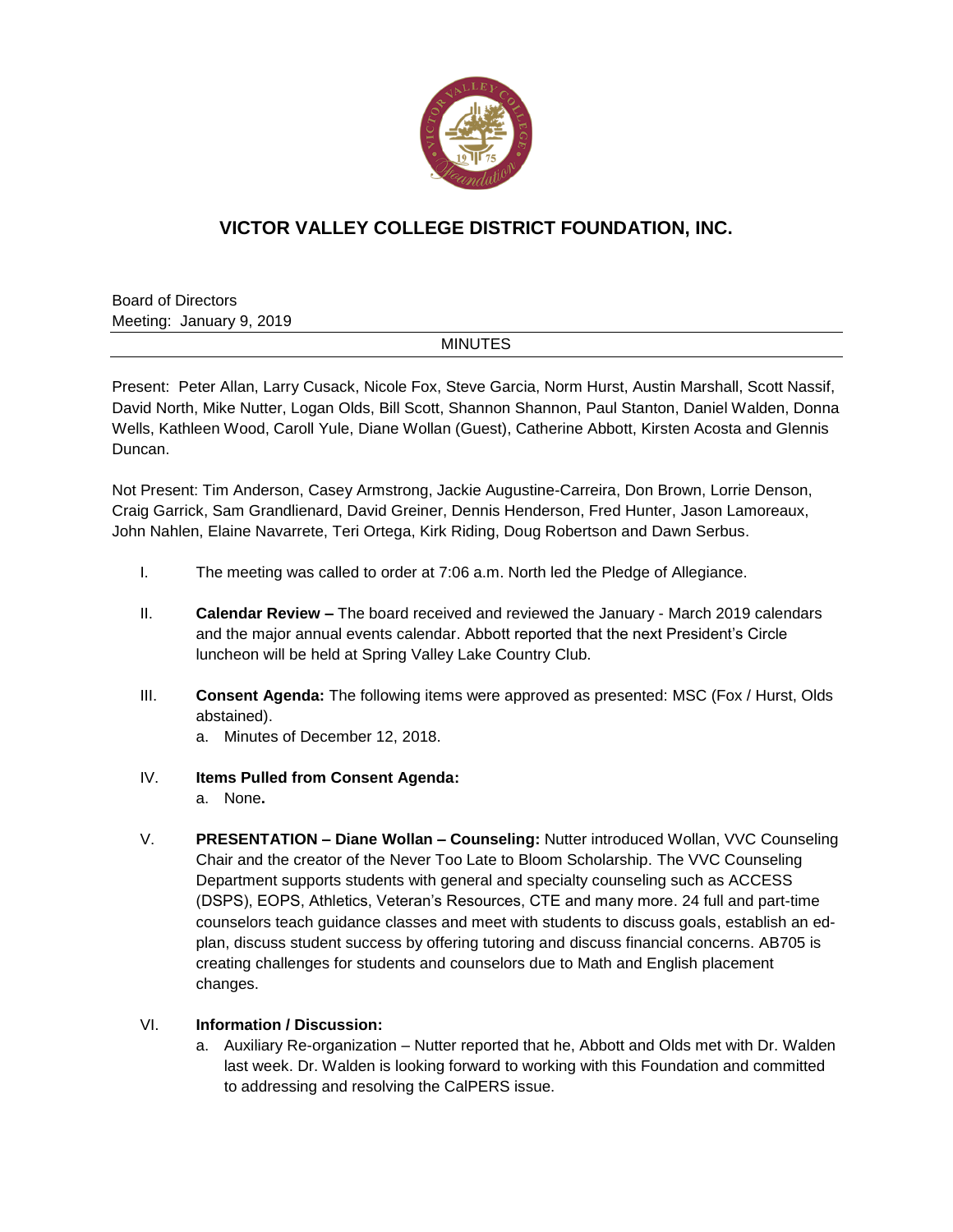# VICTOR VALLEY COLLEGE DISTRICT FOUNDATION, INC.

Board of Directors
Meeting: January 9, 2019

MINUTES

Present: Peter Allan, Larry Cusack, Nicole Fox, Steve Garcia, Norm Hurst, Austin Marshall, Scott Nassif, David North, Mike Nutter, Logan Olds, Bill Scott, Shannon Shannon, Paul Stanton, Daniel Walden, Donna Wells, Kathleen Wood, Caroll Yule, Diane Wollan (Guest), Catherine Abbott, Kirsten Acosta and Glennis Duncan.

Not Present: Tim Anderson, Casey Armstrong, Jackie Augustine-Carreira, Don Brown, Lorrie Denson, Craig Garrick, Sam Grandlienard, David Greiner, Dennis Henderson, Fred Hunter, Jason Lamoreaux, John Nahlen, Elaine Navarrete, Teri Ortega, Kirk Riding, Doug Robertson and Dawn Serbus.

I. The meeting was called to order at 7:06 a.m. North led the Pledge of Allegiance.

II. **Calendar Review –** The board received and reviewed the January - March 2019 calendars and the major annual events calendar. Abbott reported that the next President's Circle luncheon will be held at Spring Valley Lake Country Club.

III. **Consent Agenda:** The following items were approved as presented: MSC (Fox / Hurst, Olds abstained).
   a. Minutes of December 12, 2018.

IV. **Items Pulled from Consent Agenda:**
   a. None**.**

V. **PRESENTATION – Diane Wollan – Counseling:** Nutter introduced Wollan, VVC Counseling Chair and the creator of the Never Too Late to Bloom Scholarship. The VVC Counseling Department supports students with general and specialty counseling such as ACCESS (DSPS), EOPS, Athletics, Veteran's Resources, CTE and many more. 24 full and part-time counselors teach guidance classes and meet with students to discuss goals, establish an ed-plan, discuss student success by offering tutoring and discuss financial concerns. AB705 is creating challenges for students and counselors due to Math and English placement changes.

VI. **Information / Discussion:**
   a. Auxiliary Re-organization – Nutter reported that he, Abbott and Olds met with Dr. Walden last week. Dr. Walden is looking forward to working with this Foundation and committed to addressing and resolving the CalPERS issue.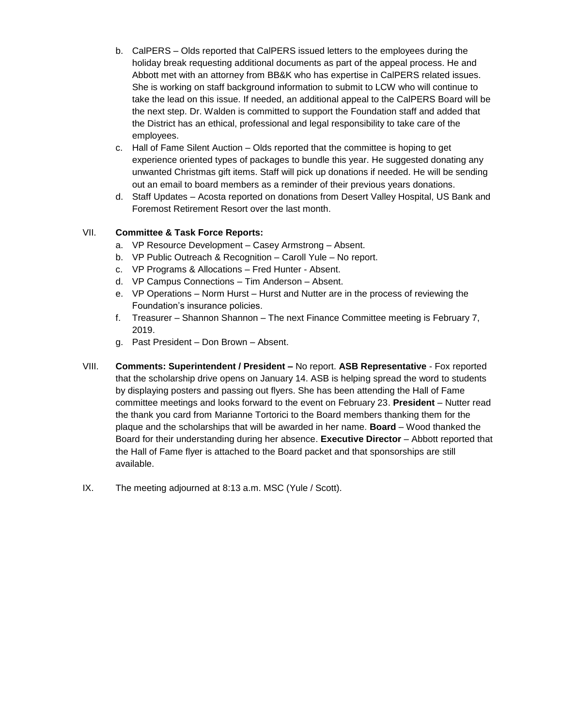b. CalPERS – Olds reported that CalPERS issued letters to the employees during the holiday break requesting additional documents as part of the appeal process. He and Abbott met with an attorney from BB&K who has expertise in CalPERS related issues. She is working on staff background information to submit to LCW who will continue to take the lead on this issue. If needed, an additional appeal to the CalPERS Board will be the next step. Dr. Walden is committed to support the Foundation staff and added that the District has an ethical, professional and legal responsibility to take care of the employees.

c. Hall of Fame Silent Auction – Olds reported that the committee is hoping to get experience oriented types of packages to bundle this year. He suggested donating any unwanted Christmas gift items. Staff will pick up donations if needed. He will be sending out an email to board members as a reminder of their previous years donations.

d. Staff Updates – Acosta reported on donations from Desert Valley Hospital, US Bank and Foremost Retirement Resort over the last month.

VII. **Committee & Task Force Reports:**

a. VP Resource Development – Casey Armstrong – Absent.
b. VP Public Outreach & Recognition – Caroll Yule – No report.
c. VP Programs & Allocations – Fred Hunter - Absent.
d. VP Campus Connections – Tim Anderson – Absent.
e. VP Operations – Norm Hurst – Hurst and Nutter are in the process of reviewing the Foundation's insurance policies.
f. Treasurer – Shannon Shannon – The next Finance Committee meeting is February 7, 2019.
g. Past President – Don Brown – Absent.

VIII. **Comments: Superintendent / President –** No report. **ASB Representative** - Fox reported that the scholarship drive opens on January 14. ASB is helping spread the word to students by displaying posters and passing out flyers. She has been attending the Hall of Fame committee meetings and looks forward to the event on February 23. **President** – Nutter read the thank you card from Marianne Tortorici to the Board members thanking them for the plaque and the scholarships that will be awarded in her name. **Board** – Wood thanked the Board for their understanding during her absence. **Executive Director** – Abbott reported that the Hall of Fame flyer is attached to the Board packet and that sponsorships are still available.

IX. The meeting adjourned at 8:13 a.m. MSC (Yule / Scott).